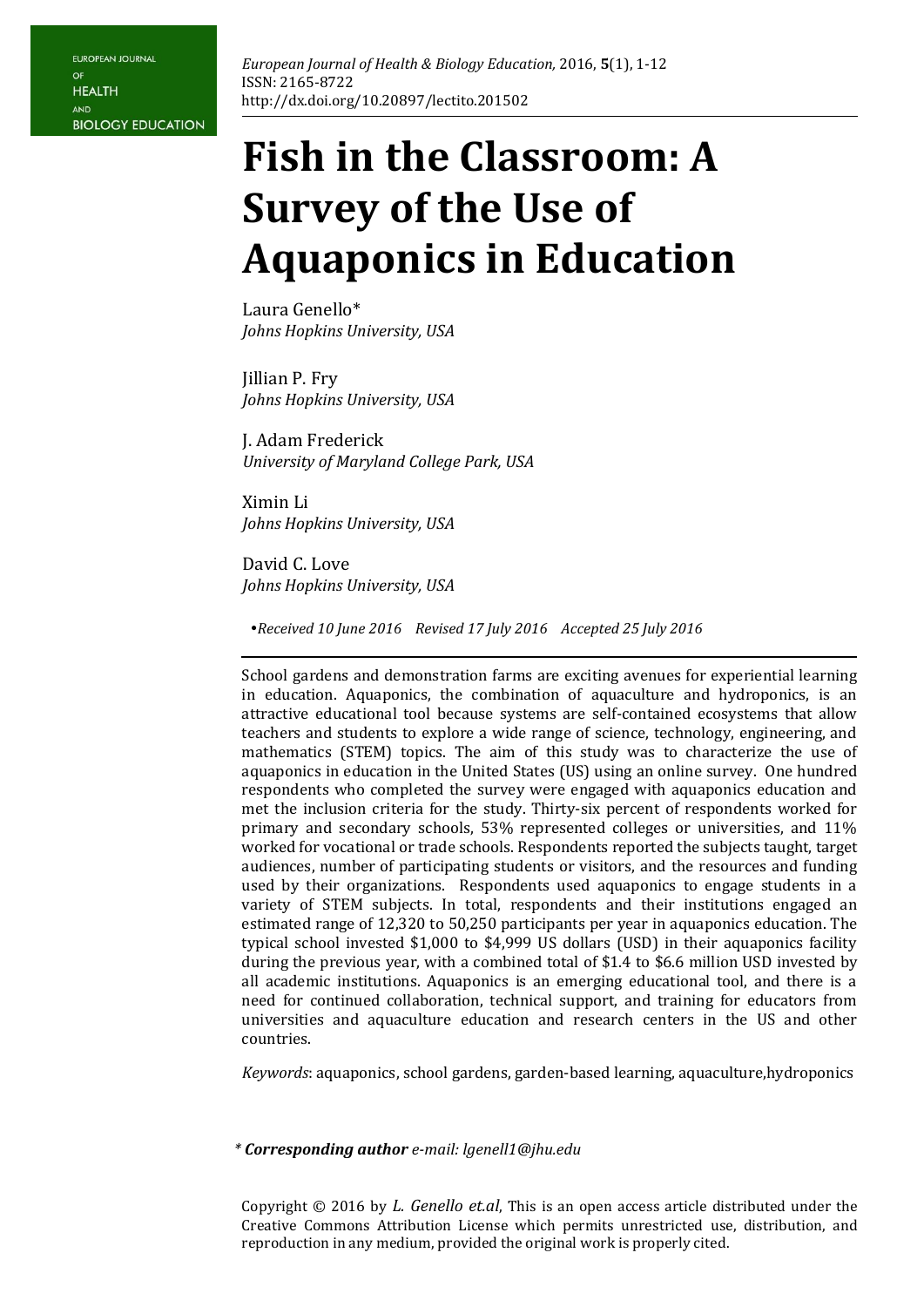# Fish in the Classroom: A Survey of the Use of Aquaponics in Education

Laura Genello*
*Johns Hopkins University, USA*

Jillian P. Fry
*Johns Hopkins University, USA*

J. Adam Frederick
*University of Maryland College Park, USA*

Ximin Li
*Johns Hopkins University, USA*

David C. Love
*Johns Hopkins University, USA*

•*Received 10 June 2016 Revised 17 July 2016 Accepted 25 July 2016*

---

School gardens and demonstration farms are exciting avenues for experiential learning in education. Aquaponics, the combination of aquaculture and hydroponics, is an attractive educational tool because systems are self-contained ecosystems that allow teachers and students to explore a wide range of science, technology, engineering, and mathematics (STEM) topics. The aim of this study was to characterize the use of aquaponics in education in the United States (US) using an online survey. One hundred respondents who completed the survey were engaged with aquaponics education and met the inclusion criteria for the study. Thirty-six percent of respondents worked for primary and secondary schools, 53% represented colleges or universities, and 11% worked for vocational or trade schools. Respondents reported the subjects taught, target audiences, number of participating students or visitors, and the resources and funding used by their organizations. Respondents used aquaponics to engage students in a variety of STEM subjects. In total, respondents and their institutions engaged an estimated range of 12,320 to 50,250 participants per year in aquaponics education. The typical school invested $1,000 to $4,999 US dollars (USD) in their aquaponics facility during the previous year, with a combined total of $1.4 to $6.6 million USD invested by all academic institutions. Aquaponics is an emerging educational tool, and there is a need for continued collaboration, technical support, and training for educators from universities and aquaculture education and research centers in the US and other countries.

*Keywords*: aquaponics, school gardens, garden-based learning, aquaculture,hydroponics

*\* **Corresponding author** e-mail: lgenell1@jhu.edu*

Copyright © 2016 by *L. Genello et.al*, This is an open access article distributed under the Creative Commons Attribution License which permits unrestricted use, distribution, and reproduction in any medium, provided the original work is properly cited.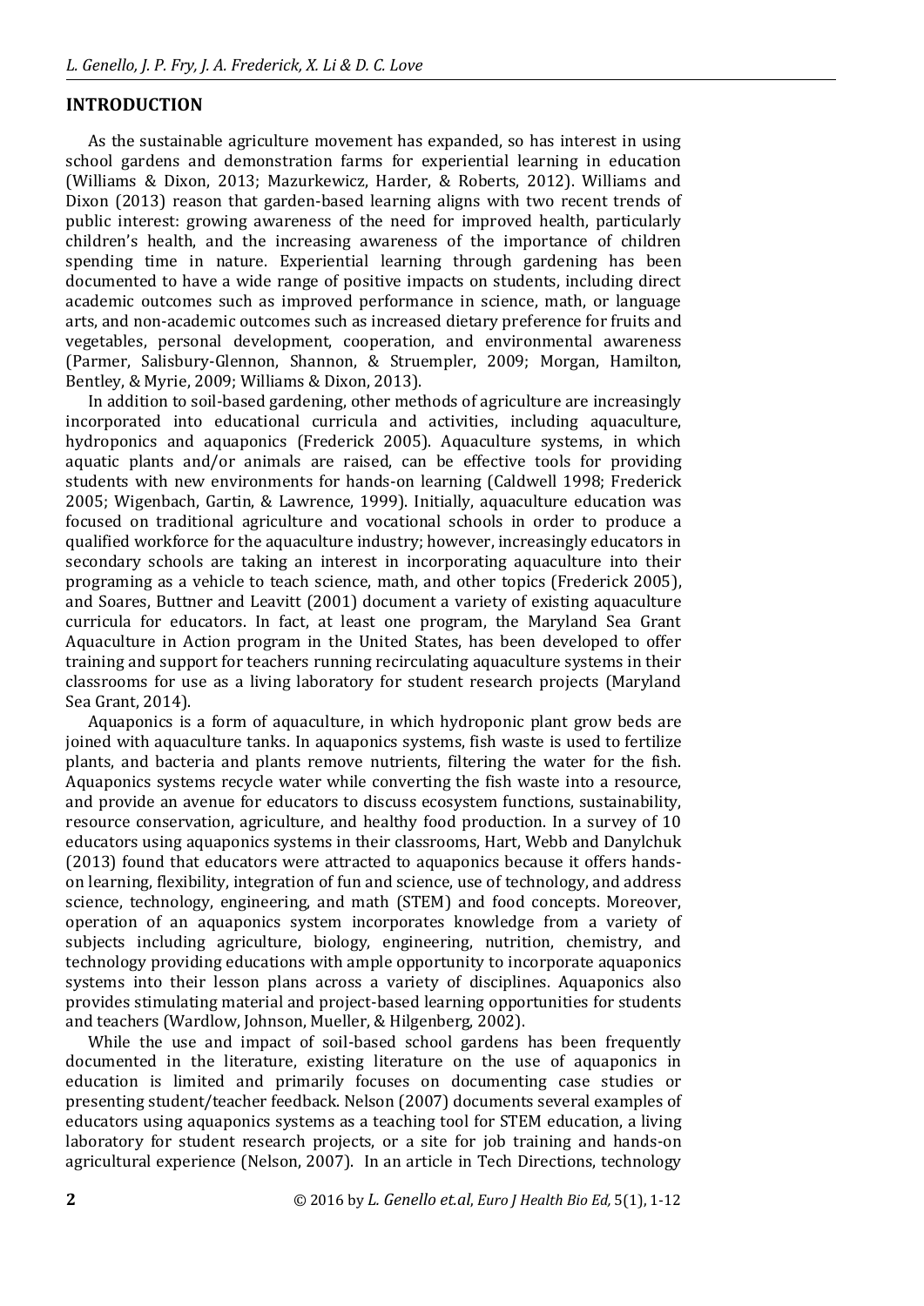## INTRODUCTION

As the sustainable agriculture movement has expanded, so has interest in using school gardens and demonstration farms for experiential learning in education (Williams & Dixon, 2013; Mazurkewicz, Harder, & Roberts, 2012). Williams and Dixon (2013) reason that garden-based learning aligns with two recent trends of public interest: growing awareness of the need for improved health, particularly children's health, and the increasing awareness of the importance of children spending time in nature. Experiential learning through gardening has been documented to have a wide range of positive impacts on students, including direct academic outcomes such as improved performance in science, math, or language arts, and non-academic outcomes such as increased dietary preference for fruits and vegetables, personal development, cooperation, and environmental awareness (Parmer, Salisbury-Glennon, Shannon, & Struempler, 2009; Morgan, Hamilton, Bentley, & Myrie, 2009; Williams & Dixon, 2013).

In addition to soil-based gardening, other methods of agriculture are increasingly incorporated into educational curricula and activities, including aquaculture, hydroponics and aquaponics (Frederick 2005). Aquaculture systems, in which aquatic plants and/or animals are raised, can be effective tools for providing students with new environments for hands-on learning (Caldwell 1998; Frederick 2005; Wigenbach, Gartin, & Lawrence, 1999). Initially, aquaculture education was focused on traditional agriculture and vocational schools in order to produce a qualified workforce for the aquaculture industry; however, increasingly educators in secondary schools are taking an interest in incorporating aquaculture into their programing as a vehicle to teach science, math, and other topics (Frederick 2005), and Soares, Buttner and Leavitt (2001) document a variety of existing aquaculture curricula for educators. In fact, at least one program, the Maryland Sea Grant Aquaculture in Action program in the United States, has been developed to offer training and support for teachers running recirculating aquaculture systems in their classrooms for use as a living laboratory for student research projects (Maryland Sea Grant, 2014).

Aquaponics is a form of aquaculture, in which hydroponic plant grow beds are joined with aquaculture tanks. In aquaponics systems, fish waste is used to fertilize plants, and bacteria and plants remove nutrients, filtering the water for the fish. Aquaponics systems recycle water while converting the fish waste into a resource, and provide an avenue for educators to discuss ecosystem functions, sustainability, resource conservation, agriculture, and healthy food production. In a survey of 10 educators using aquaponics systems in their classrooms, Hart, Webb and Danylchuk (2013) found that educators were attracted to aquaponics because it offers hands-on learning, flexibility, integration of fun and science, use of technology, and address science, technology, engineering, and math (STEM) and food concepts. Moreover, operation of an aquaponics system incorporates knowledge from a variety of subjects including agriculture, biology, engineering, nutrition, chemistry, and technology providing educations with ample opportunity to incorporate aquaponics systems into their lesson plans across a variety of disciplines. Aquaponics also provides stimulating material and project-based learning opportunities for students and teachers (Wardlow, Johnson, Mueller, & Hilgenberg, 2002).

While the use and impact of soil-based school gardens has been frequently documented in the literature, existing literature on the use of aquaponics in education is limited and primarily focuses on documenting case studies or presenting student/teacher feedback. Nelson (2007) documents several examples of educators using aquaponics systems as a teaching tool for STEM education, a living laboratory for student research projects, or a site for job training and hands-on agricultural experience (Nelson, 2007). In an article in Tech Directions, technology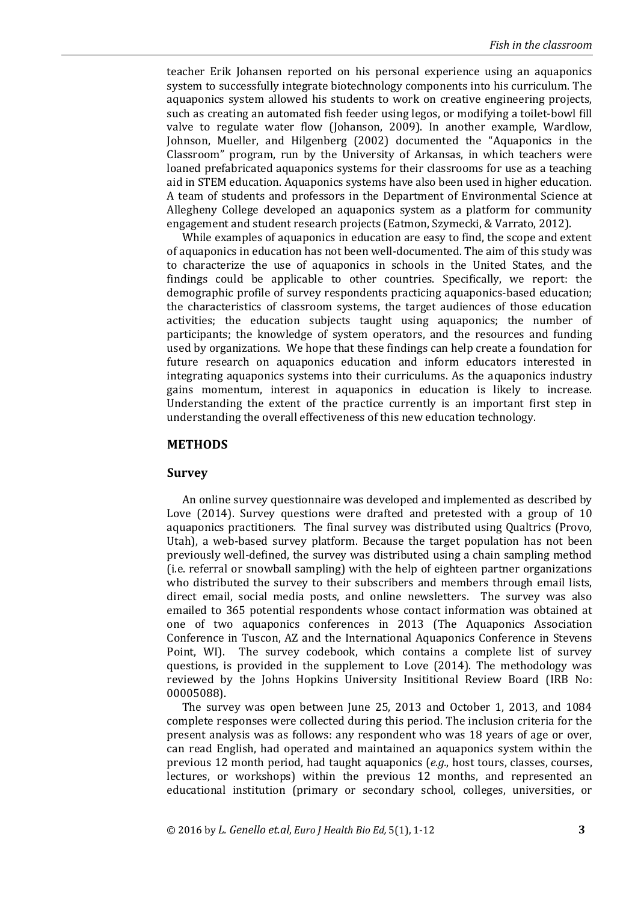teacher Erik Johansen reported on his personal experience using an aquaponics system to successfully integrate biotechnology components into his curriculum. The aquaponics system allowed his students to work on creative engineering projects, such as creating an automated fish feeder using legos, or modifying a toilet-bowl fill valve to regulate water flow (Johanson, 2009). In another example, Wardlow, Johnson, Mueller, and Hilgenberg (2002) documented the "Aquaponics in the Classroom" program, run by the University of Arkansas, in which teachers were loaned prefabricated aquaponics systems for their classrooms for use as a teaching aid in STEM education. Aquaponics systems have also been used in higher education. A team of students and professors in the Department of Environmental Science at Allegheny College developed an aquaponics system as a platform for community engagement and student research projects (Eatmon, Szymecki, & Varrato, 2012).

While examples of aquaponics in education are easy to find, the scope and extent of aquaponics in education has not been well-documented. The aim of this study was to characterize the use of aquaponics in schools in the United States, and the findings could be applicable to other countries. Specifically, we report: the demographic profile of survey respondents practicing aquaponics-based education; the characteristics of classroom systems, the target audiences of those education activities; the education subjects taught using aquaponics; the number of participants; the knowledge of system operators, and the resources and funding used by organizations. We hope that these findings can help create a foundation for future research on aquaponics education and inform educators interested in integrating aquaponics systems into their curriculums. As the aquaponics industry gains momentum, interest in aquaponics in education is likely to increase. Understanding the extent of the practice currently is an important first step in understanding the overall effectiveness of this new education technology.

## METHODS

### Survey

An online survey questionnaire was developed and implemented as described by Love (2014). Survey questions were drafted and pretested with a group of 10 aquaponics practitioners. The final survey was distributed using Qualtrics (Provo, Utah), a web-based survey platform. Because the target population has not been previously well-defined, the survey was distributed using a chain sampling method (i.e. referral or snowball sampling) with the help of eighteen partner organizations who distributed the survey to their subscribers and members through email lists, direct email, social media posts, and online newsletters. The survey was also emailed to 365 potential respondents whose contact information was obtained at one of two aquaponics conferences in 2013 (The Aquaponics Association Conference in Tuscon, AZ and the International Aquaponics Conference in Stevens Point, WI). The survey codebook, which contains a complete list of survey questions, is provided in the supplement to Love (2014). The methodology was reviewed by the Johns Hopkins University Insititional Review Board (IRB No: 00005088).

The survey was open between June 25, 2013 and October 1, 2013, and 1084 complete responses were collected during this period. The inclusion criteria for the present analysis was as follows: any respondent who was 18 years of age or over, can read English, had operated and maintained an aquaponics system within the previous 12 month period, had taught aquaponics (*e.g.*, host tours, classes, courses, lectures, or workshops) within the previous 12 months, and represented an educational institution (primary or secondary school, colleges, universities, or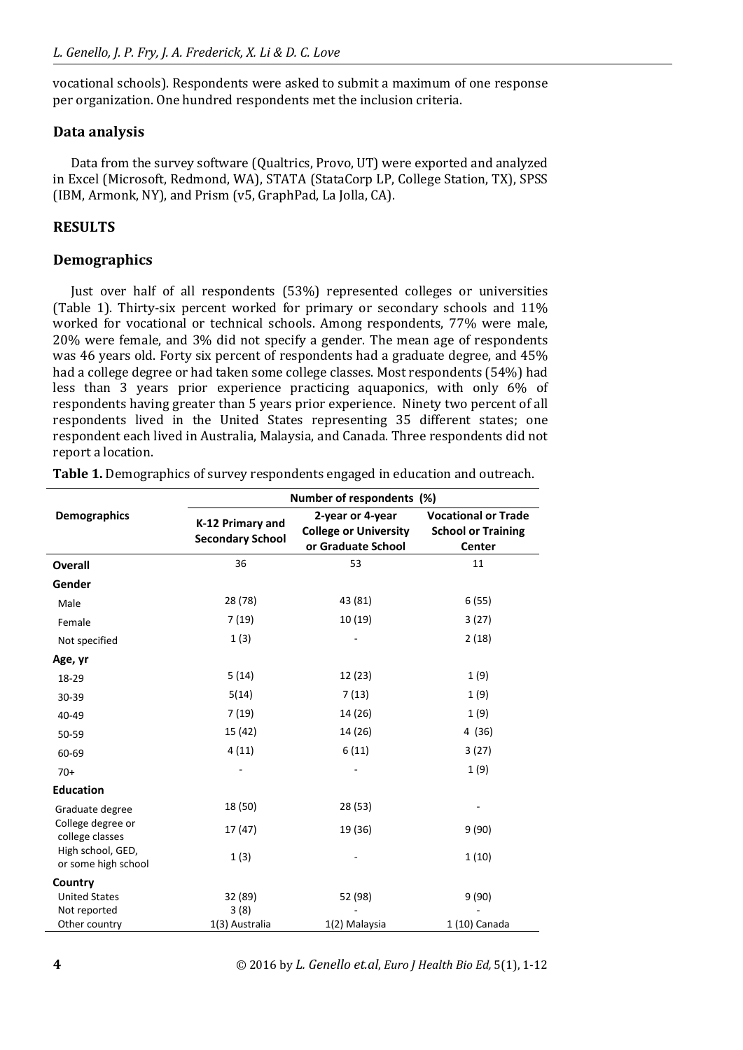vocational schools). Respondents were asked to submit a maximum of one response per organization. One hundred respondents met the inclusion criteria.

### Data analysis

Data from the survey software (Qualtrics, Provo, UT) were exported and analyzed in Excel (Microsoft, Redmond, WA), STATA (StataCorp LP, College Station, TX), SPSS (IBM, Armonk, NY), and Prism (v5, GraphPad, La Jolla, CA).

## RESULTS

### Demographics

Just over half of all respondents (53%) represented colleges or universities (Table 1). Thirty-six percent worked for primary or secondary schools and 11% worked for vocational or technical schools. Among respondents, 77% were male, 20% were female, and 3% did not specify a gender. The mean age of respondents was 46 years old. Forty six percent of respondents had a graduate degree, and 45% had a college degree or had taken some college classes. Most respondents (54%) had less than 3 years prior experience practicing aquaponics, with only 6% of respondents having greater than 5 years prior experience. Ninety two percent of all respondents lived in the United States representing 35 different states; one respondent each lived in Australia, Malaysia, and Canada. Three respondents did not report a location.

**Table 1.** Demographics of survey respondents engaged in education and outreach.

| Demographics | Number of respondents (%) | | |
|---|---|---|---|
| | K-12 Primary and Secondary School | 2-year or 4-year College or University or Graduate School | Vocational or Trade School or Training Center |
| **Overall** | 36 | 53 | 11 |
| **Gender** | | | |
| Male | 28 (78) | 43 (81) | 6 (55) |
| Female | 7 (19) | 10 (19) | 3 (27) |
| Not specified | 1 (3) | - | 2 (18) |
| **Age, yr** | | | |
| 18-29 | 5 (14) | 12 (23) | 1 (9) |
| 30-39 | 5(14) | 7 (13) | 1 (9) |
| 40-49 | 7 (19) | 14 (26) | 1 (9) |
| 50-59 | 15 (42) | 14 (26) | 4 (36) |
| 60-69 | 4 (11) | 6 (11) | 3 (27) |
| 70+ | - | - | 1 (9) |
| **Education** | | | |
| Graduate degree | 18 (50) | 28 (53) | - |
| College degree or college classes | 17 (47) | 19 (36) | 9 (90) |
| High school, GED, or some high school | 1 (3) | - | 1 (10) |
| **Country** | | | |
| United States | 32 (89) | 52 (98) | 9 (90) |
| Not reported | 3 (8) | - | - |
| Other country | 1(3) Australia | 1(2) Malaysia | 1 (10) Canada |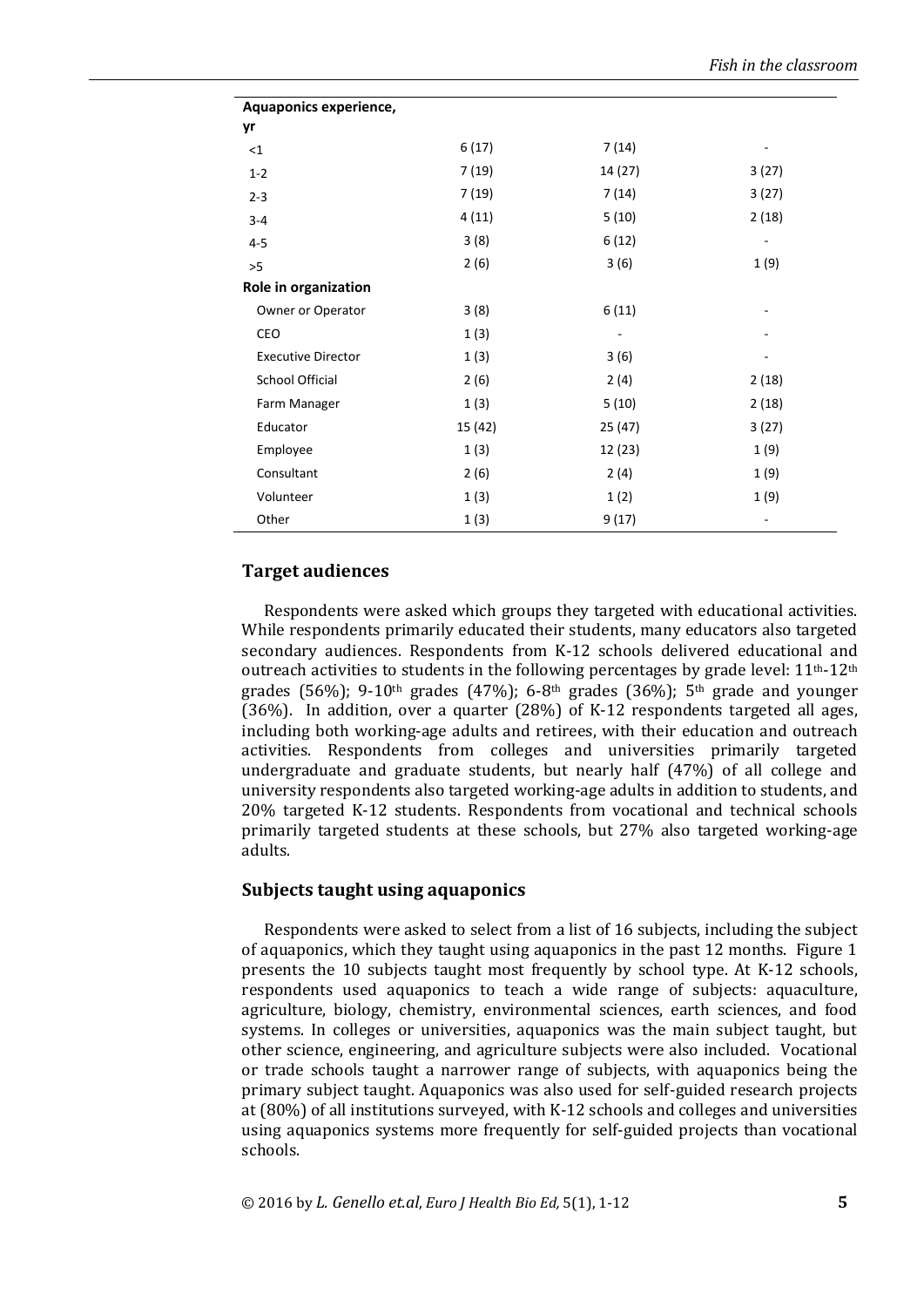| | | | |
|---|---|---|---|
| **Aquaponics experience, yr** | | | |
| <1 | 6 (17) | 7 (14) | - |
| 1-2 | 7 (19) | 14 (27) | 3 (27) |
| 2-3 | 7 (19) | 7 (14) | 3 (27) |
| 3-4 | 4 (11) | 5 (10) | 2 (18) |
| 4-5 | 3 (8) | 6 (12) | - |
| >5 | 2 (6) | 3 (6) | 1 (9) |
| **Role in organization** | | | |
| Owner or Operator | 3 (8) | 6 (11) | - |
| CEO | 1 (3) | - | - |
| Executive Director | 1 (3) | 3 (6) | - |
| School Official | 2 (6) | 2 (4) | 2 (18) |
| Farm Manager | 1 (3) | 5 (10) | 2 (18) |
| Educator | 15 (42) | 25 (47) | 3 (27) |
| Employee | 1 (3) | 12 (23) | 1 (9) |
| Consultant | 2 (6) | 2 (4) | 1 (9) |
| Volunteer | 1 (3) | 1 (2) | 1 (9) |
| Other | 1 (3) | 9 (17) | - |

## Target audiences

Respondents were asked which groups they targeted with educational activities. While respondents primarily educated their students, many educators also targeted secondary audiences. Respondents from K-12 schools delivered educational and outreach activities to students in the following percentages by grade level: 11th-12th grades (56%); 9-10th grades (47%); 6-8th grades (36%); 5th grade and younger (36%). In addition, over a quarter (28%) of K-12 respondents targeted all ages, including both working-age adults and retirees, with their education and outreach activities. Respondents from colleges and universities primarily targeted undergraduate and graduate students, but nearly half (47%) of all college and university respondents also targeted working-age adults in addition to students, and 20% targeted K-12 students. Respondents from vocational and technical schools primarily targeted students at these schools, but 27% also targeted working-age adults.

## Subjects taught using aquaponics

Respondents were asked to select from a list of 16 subjects, including the subject of aquaponics, which they taught using aquaponics in the past 12 months. Figure 1 presents the 10 subjects taught most frequently by school type. At K-12 schools, respondents used aquaponics to teach a wide range of subjects: aquaculture, agriculture, biology, chemistry, environmental sciences, earth sciences, and food systems. In colleges or universities, aquaponics was the main subject taught, but other science, engineering, and agriculture subjects were also included. Vocational or trade schools taught a narrower range of subjects, with aquaponics being the primary subject taught. Aquaponics was also used for self-guided research projects at (80%) of all institutions surveyed, with K-12 schools and colleges and universities using aquaponics systems more frequently for self-guided projects than vocational schools.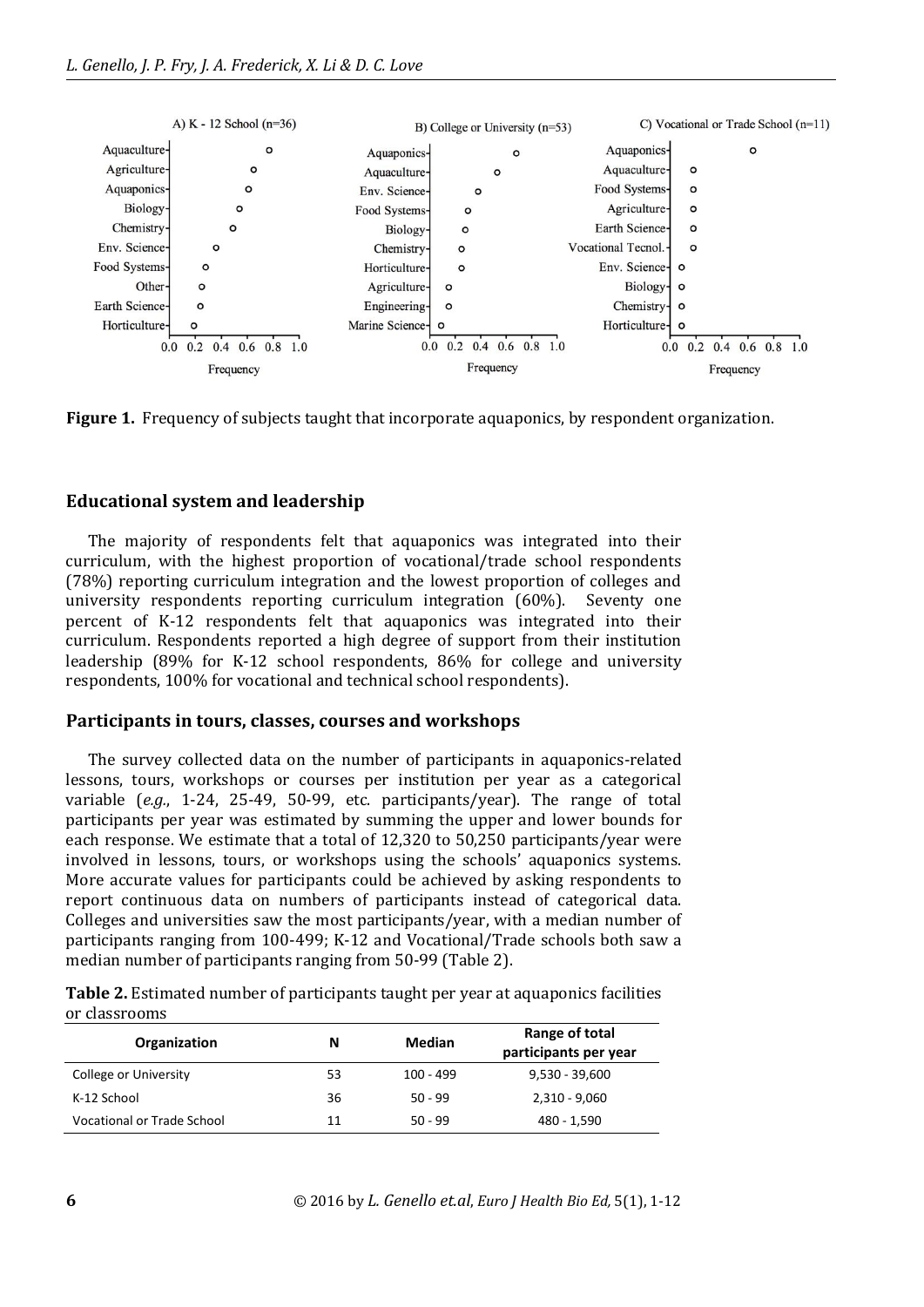**Figure 1.** Frequency of subjects taught that incorporate aquaponics, by respondent organization.

## Educational system and leadership

The majority of respondents felt that aquaponics was integrated into their curriculum, with the highest proportion of vocational/trade school respondents (78%) reporting curriculum integration and the lowest proportion of colleges and university respondents reporting curriculum integration (60%). Seventy one percent of K-12 respondents felt that aquaponics was integrated into their curriculum. Respondents reported a high degree of support from their institution leadership (89% for K-12 school respondents, 86% for college and university respondents, 100% for vocational and technical school respondents).

## Participants in tours, classes, courses and workshops

The survey collected data on the number of participants in aquaponics-related lessons, tours, workshops or courses per institution per year as a categorical variable (*e.g.*, 1-24, 25-49, 50-99, etc. participants/year). The range of total participants per year was estimated by summing the upper and lower bounds for each response. We estimate that a total of 12,320 to 50,250 participants/year were involved in lessons, tours, or workshops using the schools' aquaponics systems. More accurate values for participants could be achieved by asking respondents to report continuous data on numbers of participants instead of categorical data. Colleges and universities saw the most participants/year, with a median number of participants ranging from 100-499; K-12 and Vocational/Trade schools both saw a median number of participants ranging from 50-99 (Table 2).

**Table 2.** Estimated number of participants taught per year at aquaponics facilities or classrooms

| Organization | N | Median | Range of total participants per year |
|---|---|---|---|
| College or University | 53 | 100 - 499 | 9,530 - 39,600 |
| K-12 School | 36 | 50 - 99 | 2,310 - 9,060 |
| Vocational or Trade School | 11 | 50 - 99 | 480 - 1,590 |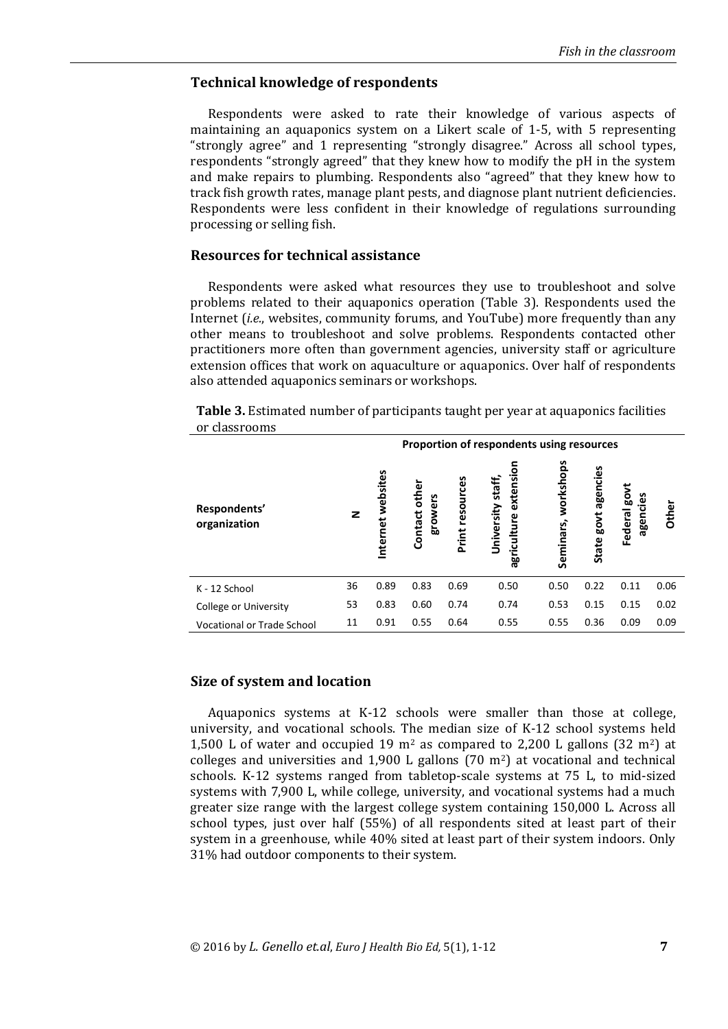## Technical knowledge of respondents

Respondents were asked to rate their knowledge of various aspects of maintaining an aquaponics system on a Likert scale of 1-5, with 5 representing "strongly agree" and 1 representing "strongly disagree." Across all school types, respondents "strongly agreed" that they knew how to modify the pH in the system and make repairs to plumbing. Respondents also "agreed" that they knew how to track fish growth rates, manage plant pests, and diagnose plant nutrient deficiencies. Respondents were less confident in their knowledge of regulations surrounding processing or selling fish.

## Resources for technical assistance

Respondents were asked what resources they use to troubleshoot and solve problems related to their aquaponics operation (Table 3). Respondents used the Internet (*i.e.*, websites, community forums, and YouTube) more frequently than any other means to troubleshoot and solve problems. Respondents contacted other practitioners more often than government agencies, university staff or agriculture extension offices that work on aquaculture or aquaponics. Over half of respondents also attended aquaponics seminars or workshops.

**Table 3.** Estimated number of participants taught per year at aquaponics facilities or classrooms

| | | Proportion of respondents using resources | | | | | | | |
|---|---|---|---|---|---|---|---|---|---|
| **Respondents' organization** | **N** | **Internet websites** | **Contact other growers** | **Print resources** | **University staff, agriculture extension** | **Seminars, workshops** | **State govt agencies** | **Federal govt agencies** | **Other** |
| K - 12 School | 36 | 0.89 | 0.83 | 0.69 | 0.50 | 0.50 | 0.22 | 0.11 | 0.06 |
| College or University | 53 | 0.83 | 0.60 | 0.74 | 0.74 | 0.53 | 0.15 | 0.15 | 0.02 |
| Vocational or Trade School | 11 | 0.91 | 0.55 | 0.64 | 0.55 | 0.55 | 0.36 | 0.09 | 0.09 |

## Size of system and location

Aquaponics systems at K-12 schools were smaller than those at college, university, and vocational schools. The median size of K-12 school systems held 1,500 L of water and occupied 19 m$^2$ as compared to 2,200 L gallons (32 m$^2$) at colleges and universities and 1,900 L gallons (70 m$^2$) at vocational and technical schools. K-12 systems ranged from tabletop-scale systems at 75 L, to mid-sized systems with 7,900 L, while college, university, and vocational systems had a much greater size range with the largest college system containing 150,000 L. Across all school types, just over half (55%) of all respondents sited at least part of their system in a greenhouse, while 40% sited at least part of their system indoors. Only 31% had outdoor components to their system.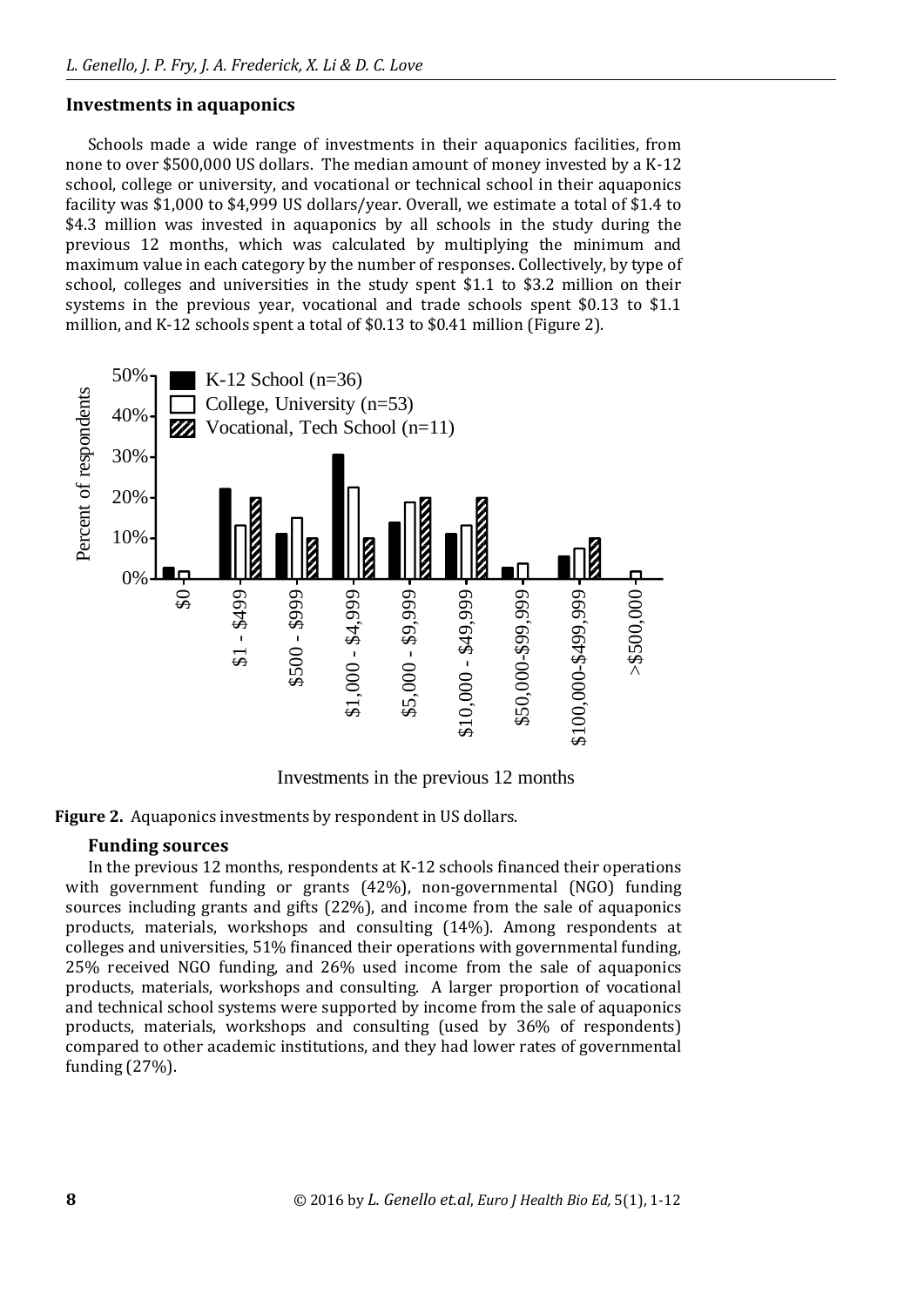## Investments in aquaponics

Schools made a wide range of investments in their aquaponics facilities, from none to over $500,000 US dollars. The median amount of money invested by a K-12 school, college or university, and vocational or technical school in their aquaponics facility was $1,000 to $4,999 US dollars/year. Overall, we estimate a total of $1.4 to $4.3 million was invested in aquaponics by all schools in the study during the previous 12 months, which was calculated by multiplying the minimum and maximum value in each category by the number of responses. Collectively, by type of school, colleges and universities in the study spent $1.1 to $3.2 million on their systems in the previous year, vocational and trade schools spent $0.13 to $1.1 million, and K-12 schools spent a total of $0.13 to $0.41 million (Figure 2).

**Figure 2.** Aquaponics investments by respondent in US dollars.

### Funding sources

In the previous 12 months, respondents at K-12 schools financed their operations with government funding or grants (42%), non-governmental (NGO) funding sources including grants and gifts (22%), and income from the sale of aquaponics products, materials, workshops and consulting (14%). Among respondents at colleges and universities, 51% financed their operations with governmental funding, 25% received NGO funding, and 26% used income from the sale of aquaponics products, materials, workshops and consulting. A larger proportion of vocational and technical school systems were supported by income from the sale of aquaponics products, materials, workshops and consulting (used by 36% of respondents) compared to other academic institutions, and they had lower rates of governmental funding (27%).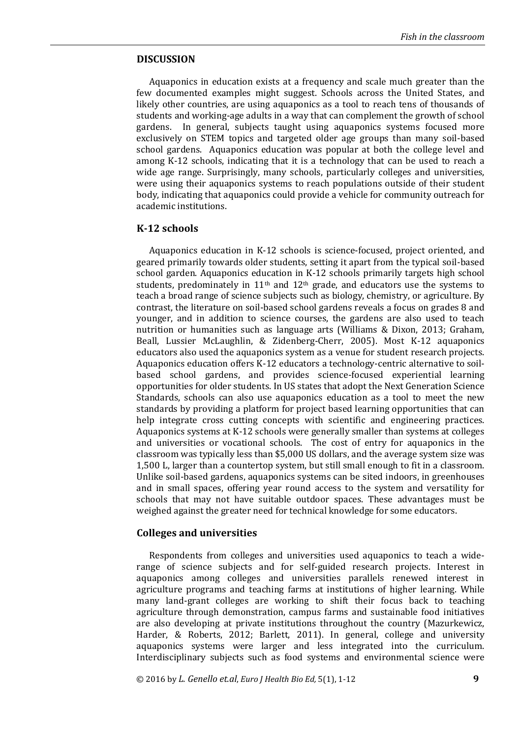## DISCUSSION

Aquaponics in education exists at a frequency and scale much greater than the few documented examples might suggest. Schools across the United States, and likely other countries, are using aquaponics as a tool to reach tens of thousands of students and working-age adults in a way that can complement the growth of school gardens. In general, subjects taught using aquaponics systems focused more exclusively on STEM topics and targeted older age groups than many soil-based school gardens. Aquaponics education was popular at both the college level and among K-12 schools, indicating that it is a technology that can be used to reach a wide age range. Surprisingly, many schools, particularly colleges and universities, were using their aquaponics systems to reach populations outside of their student body, indicating that aquaponics could provide a vehicle for community outreach for academic institutions.

### K-12 schools

Aquaponics education in K-12 schools is science-focused, project oriented, and geared primarily towards older students, setting it apart from the typical soil-based school garden. Aquaponics education in K-12 schools primarily targets high school students, predominately in 11th and 12th grade, and educators use the systems to teach a broad range of science subjects such as biology, chemistry, or agriculture. By contrast, the literature on soil-based school gardens reveals a focus on grades 8 and younger, and in addition to science courses, the gardens are also used to teach nutrition or humanities such as language arts (Williams & Dixon, 2013; Graham, Beall, Lussier McLaughlin, & Zidenberg-Cherr, 2005). Most K-12 aquaponics educators also used the aquaponics system as a venue for student research projects. Aquaponics education offers K-12 educators a technology-centric alternative to soil-based school gardens, and provides science-focused experiential learning opportunities for older students. In US states that adopt the Next Generation Science Standards, schools can also use aquaponics education as a tool to meet the new standards by providing a platform for project based learning opportunities that can help integrate cross cutting concepts with scientific and engineering practices. Aquaponics systems at K-12 schools were generally smaller than systems at colleges and universities or vocational schools. The cost of entry for aquaponics in the classroom was typically less than $5,000 US dollars, and the average system size was 1,500 L, larger than a countertop system, but still small enough to fit in a classroom. Unlike soil-based gardens, aquaponics systems can be sited indoors, in greenhouses and in small spaces, offering year round access to the system and versatility for schools that may not have suitable outdoor spaces. These advantages must be weighed against the greater need for technical knowledge for some educators.

### Colleges and universities

Respondents from colleges and universities used aquaponics to teach a wide-range of science subjects and for self-guided research projects. Interest in aquaponics among colleges and universities parallels renewed interest in agriculture programs and teaching farms at institutions of higher learning. While many land-grant colleges are working to shift their focus back to teaching agriculture through demonstration, campus farms and sustainable food initiatives are also developing at private institutions throughout the country (Mazurkewicz, Harder, & Roberts, 2012; Barlett, 2011). In general, college and university aquaponics systems were larger and less integrated into the curriculum. Interdisciplinary subjects such as food systems and environmental science were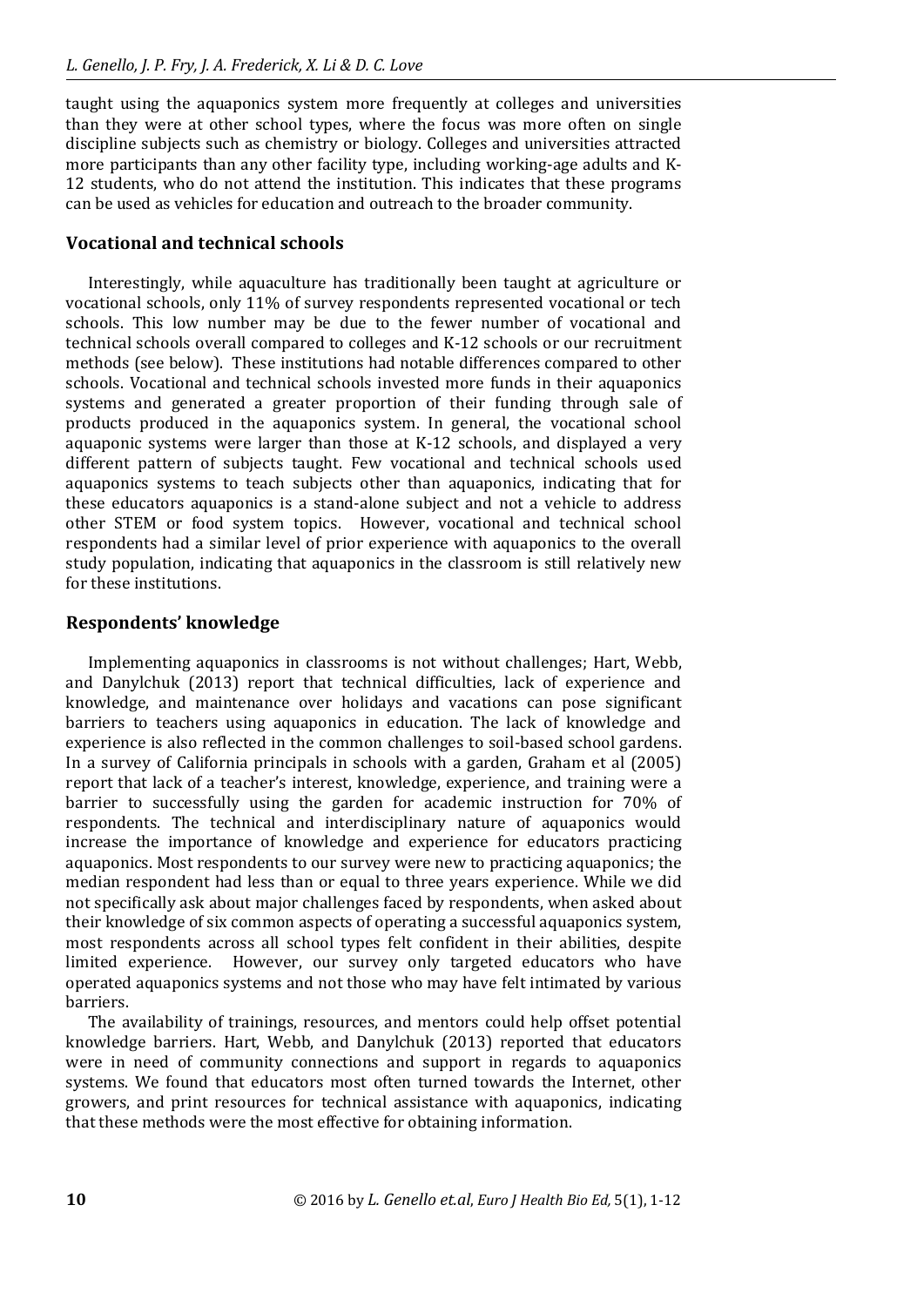taught using the aquaponics system more frequently at colleges and universities than they were at other school types, where the focus was more often on single discipline subjects such as chemistry or biology. Colleges and universities attracted more participants than any other facility type, including working-age adults and K-12 students, who do not attend the institution. This indicates that these programs can be used as vehicles for education and outreach to the broader community.

## Vocational and technical schools

Interestingly, while aquaculture has traditionally been taught at agriculture or vocational schools, only 11% of survey respondents represented vocational or tech schools. This low number may be due to the fewer number of vocational and technical schools overall compared to colleges and K-12 schools or our recruitment methods (see below). These institutions had notable differences compared to other schools. Vocational and technical schools invested more funds in their aquaponics systems and generated a greater proportion of their funding through sale of products produced in the aquaponics system. In general, the vocational school aquaponic systems were larger than those at K-12 schools, and displayed a very different pattern of subjects taught. Few vocational and technical schools used aquaponics systems to teach subjects other than aquaponics, indicating that for these educators aquaponics is a stand-alone subject and not a vehicle to address other STEM or food system topics. However, vocational and technical school respondents had a similar level of prior experience with aquaponics to the overall study population, indicating that aquaponics in the classroom is still relatively new for these institutions.

## Respondents' knowledge

Implementing aquaponics in classrooms is not without challenges; Hart, Webb, and Danylchuk (2013) report that technical difficulties, lack of experience and knowledge, and maintenance over holidays and vacations can pose significant barriers to teachers using aquaponics in education. The lack of knowledge and experience is also reflected in the common challenges to soil-based school gardens. In a survey of California principals in schools with a garden, Graham et al (2005) report that lack of a teacher's interest, knowledge, experience, and training were a barrier to successfully using the garden for academic instruction for 70% of respondents. The technical and interdisciplinary nature of aquaponics would increase the importance of knowledge and experience for educators practicing aquaponics. Most respondents to our survey were new to practicing aquaponics; the median respondent had less than or equal to three years experience. While we did not specifically ask about major challenges faced by respondents, when asked about their knowledge of six common aspects of operating a successful aquaponics system, most respondents across all school types felt confident in their abilities, despite limited experience. However, our survey only targeted educators who have operated aquaponics systems and not those who may have felt intimated by various barriers.

The availability of trainings, resources, and mentors could help offset potential knowledge barriers. Hart, Webb, and Danylchuk (2013) reported that educators were in need of community connections and support in regards to aquaponics systems. We found that educators most often turned towards the Internet, other growers, and print resources for technical assistance with aquaponics, indicating that these methods were the most effective for obtaining information.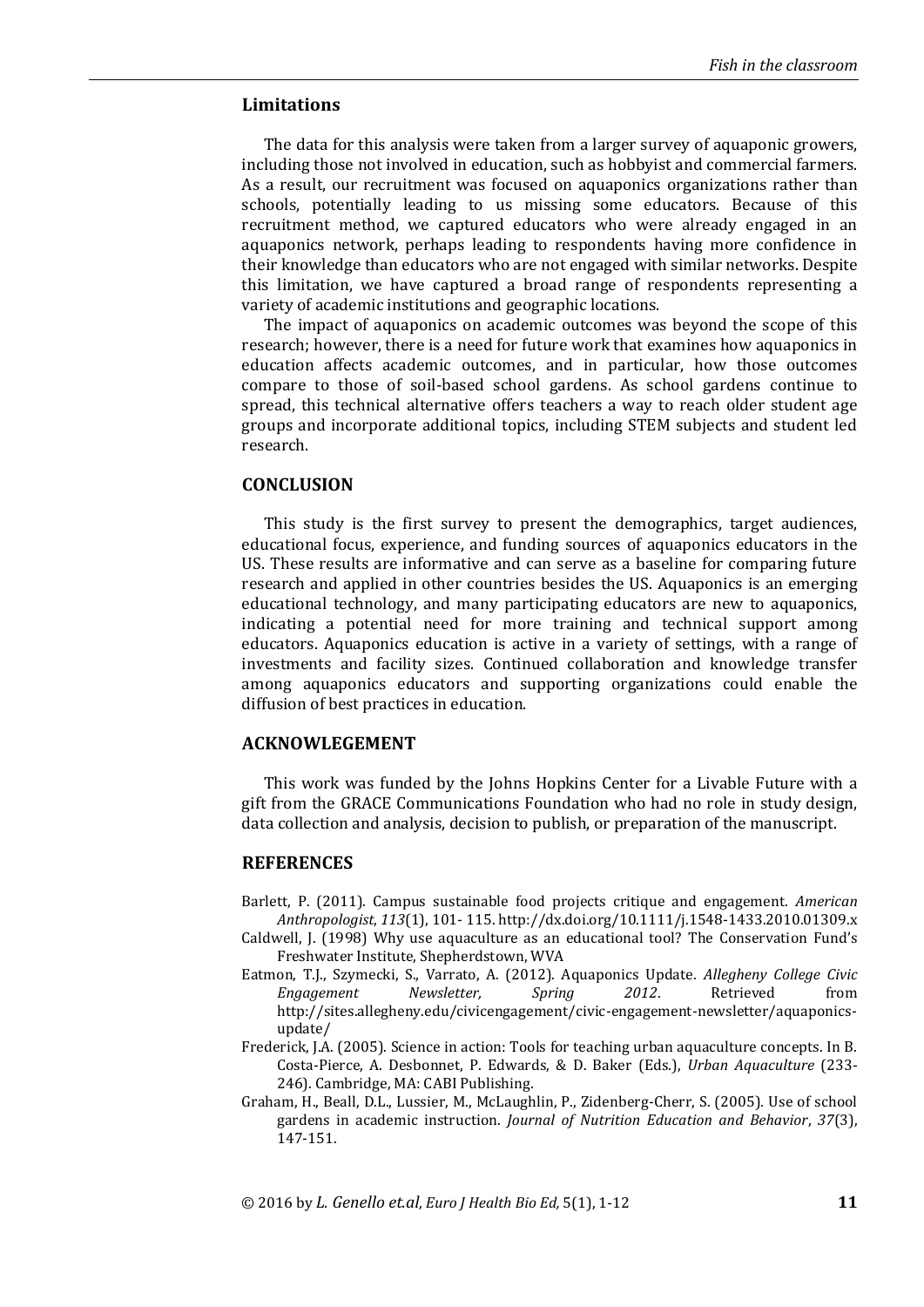## Limitations

The data for this analysis were taken from a larger survey of aquaponic growers, including those not involved in education, such as hobbyist and commercial farmers. As a result, our recruitment was focused on aquaponics organizations rather than schools, potentially leading to us missing some educators. Because of this recruitment method, we captured educators who were already engaged in an aquaponics network, perhaps leading to respondents having more confidence in their knowledge than educators who are not engaged with similar networks. Despite this limitation, we have captured a broad range of respondents representing a variety of academic institutions and geographic locations.

The impact of aquaponics on academic outcomes was beyond the scope of this research; however, there is a need for future work that examines how aquaponics in education affects academic outcomes, and in particular, how those outcomes compare to those of soil-based school gardens. As school gardens continue to spread, this technical alternative offers teachers a way to reach older student age groups and incorporate additional topics, including STEM subjects and student led research.

## CONCLUSION

This study is the first survey to present the demographics, target audiences, educational focus, experience, and funding sources of aquaponics educators in the US. These results are informative and can serve as a baseline for comparing future research and applied in other countries besides the US. Aquaponics is an emerging educational technology, and many participating educators are new to aquaponics, indicating a potential need for more training and technical support among educators. Aquaponics education is active in a variety of settings, with a range of investments and facility sizes. Continued collaboration and knowledge transfer among aquaponics educators and supporting organizations could enable the diffusion of best practices in education.

## ACKNOWLEGEMENT

This work was funded by the Johns Hopkins Center for a Livable Future with a gift from the GRACE Communications Foundation who had no role in study design, data collection and analysis, decision to publish, or preparation of the manuscript.

## REFERENCES

Barlett, P. (2011). Campus sustainable food projects critique and engagement. *American Anthropologist*, *113*(1), 101- 115. http://dx.doi.org/10.1111/j.1548-1433.2010.01309.x

Caldwell, J. (1998) Why use aquaculture as an educational tool? The Conservation Fund's Freshwater Institute, Shepherdstown, WVA

Eatmon, T.J., Szymecki, S., Varrato, A. (2012). Aquaponics Update. *Allegheny College Civic Engagement Newsletter, Spring 2012*. Retrieved from http://sites.allegheny.edu/civicengagement/civic-engagement-newsletter/aquaponics-update/

Frederick, J.A. (2005). Science in action: Tools for teaching urban aquaculture concepts. In B. Costa-Pierce, A. Desbonnet, P. Edwards, & D. Baker (Eds.), *Urban Aquaculture* (233-246). Cambridge, MA: CABI Publishing.

Graham, H., Beall, D.L., Lussier, M., McLaughlin, P., Zidenberg-Cherr, S. (2005). Use of school gardens in academic instruction. *Journal of Nutrition Education and Behavior*, *37*(3), 147-151.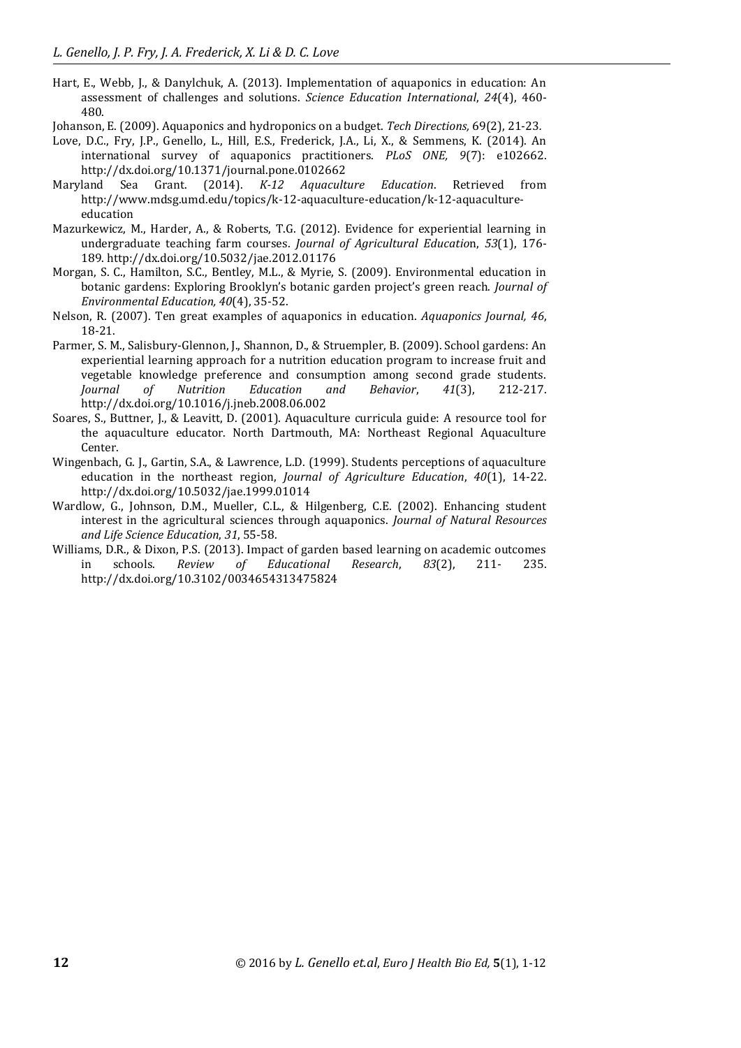Hart, E., Webb, J., & Danylchuk, A. (2013). Implementation of aquaponics in education: An assessment of challenges and solutions. *Science Education International*, *24*(4), 460-480.

Johanson, E. (2009). Aquaponics and hydroponics on a budget. *Tech Directions,* 69(2), 21-23.

Love, D.C., Fry, J.P., Genello, L., Hill, E.S., Frederick, J.A., Li, X., & Semmens, K. (2014). An international survey of aquaponics practitioners. *PLoS ONE, 9*(7): e102662. http://dx.doi.org/10.1371/journal.pone.0102662

Maryland Sea Grant. (2014). *K-12 Aquaculture Education*. Retrieved from http://www.mdsg.umd.edu/topics/k-12-aquaculture-education/k-12-aquaculture-education

Mazurkewicz, M., Harder, A., & Roberts, T.G. (2012). Evidence for experiential learning in undergraduate teaching farm courses. *Journal of Agricultural Educatio*n, *53*(1), 176-189. http://dx.doi.org/10.5032/jae.2012.01176

Morgan, S. C., Hamilton, S.C., Bentley, M.L., & Myrie, S. (2009). Environmental education in botanic gardens: Exploring Brooklyn's botanic garden project's green reach. *Journal of Environmental Education, 40*(4), 35-52.

Nelson, R. (2007). Ten great examples of aquaponics in education. *Aquaponics Journal, 46*, 18-21.

Parmer, S. M., Salisbury-Glennon, J., Shannon, D., & Struempler, B. (2009). School gardens: An experiential learning approach for a nutrition education program to increase fruit and vegetable knowledge preference and consumption among second grade students. *Journal of Nutrition Education and Behavior*, *41*(3), 212-217. http://dx.doi.org/10.1016/j.jneb.2008.06.002

Soares, S., Buttner, J., & Leavitt, D. (2001). Aquaculture curricula guide: A resource tool for the aquaculture educator. North Dartmouth, MA: Northeast Regional Aquaculture Center.

Wingenbach, G. J., Gartin, S.A., & Lawrence, L.D. (1999). Students perceptions of aquaculture education in the northeast region, *Journal of Agriculture Education*, *40*(1), 14-22. http://dx.doi.org/10.5032/jae.1999.01014

Wardlow, G., Johnson, D.M., Mueller, C.L., & Hilgenberg, C.E. (2002). Enhancing student interest in the agricultural sciences through aquaponics. *Journal of Natural Resources and Life Science Education*, *31*, 55-58.

Williams, D.R., & Dixon, P.S. (2013). Impact of garden based learning on academic outcomes in schools. *Review of Educational Research*, *83*(2), 211- 235. http://dx.doi.org/10.3102/0034654313475824